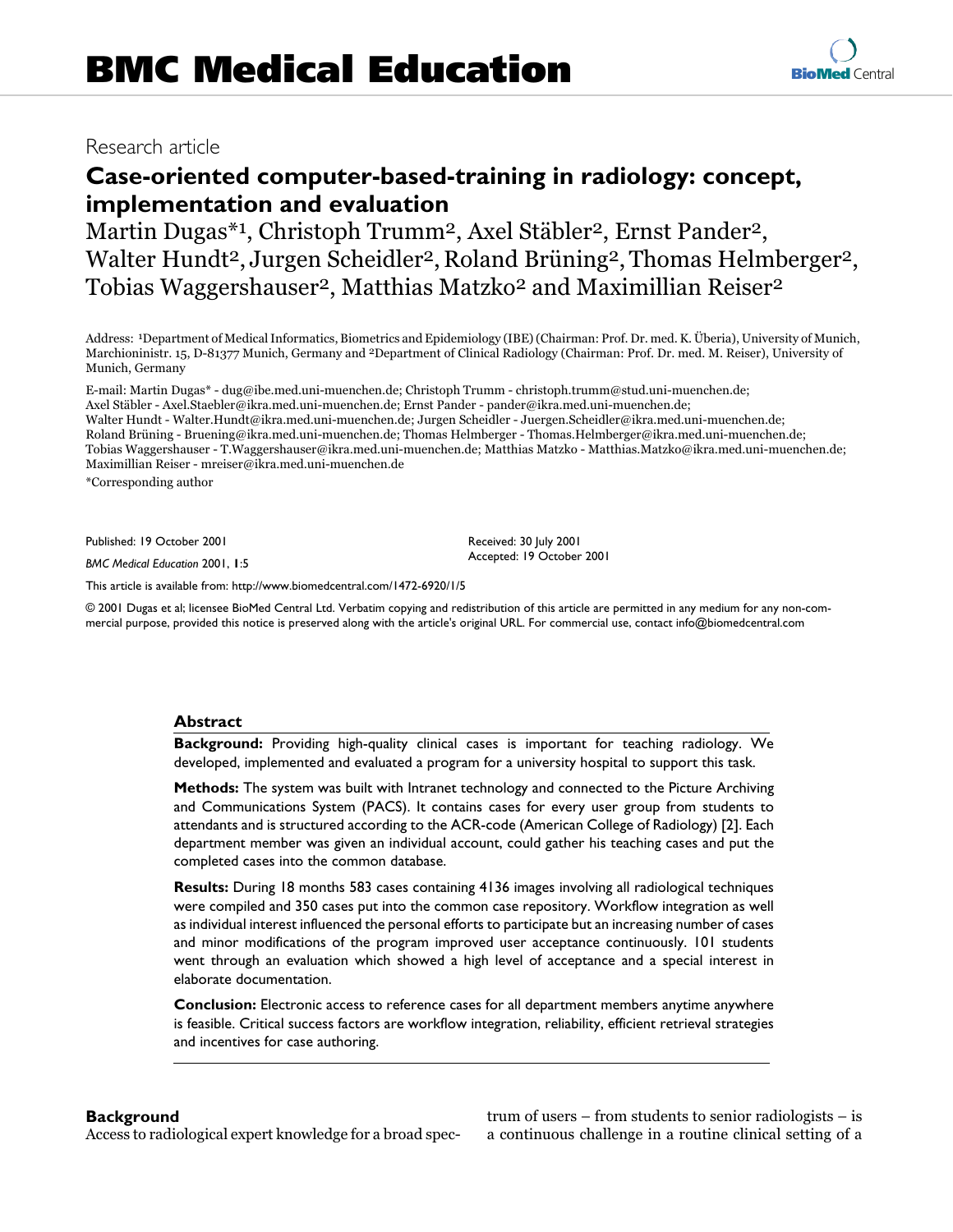# BMC Medical Education

Research article

## Case-oriented computer-based-training in radiology: concept, implementation and evaluation

Martin Dugas*[1], Christoph Trumm[2], Axel Stäbler[2], Ernst Pander[2], Walter Hundt[2], Jurgen Scheidler[2], Roland Brüning[2], Thomas Helmberger[2], Tobias Waggershauser[2], Matthias Matzko[2] and Maximillian Reiser[2]

Address: [1]Department of Medical Informatics, Biometrics and Epidemiology (IBE) (Chairman: Prof. Dr. med. K. Überia), University of Munich, Marchioninistr. 15, D-81377 Munich, Germany and [2]Department of Clinical Radiology (Chairman: Prof. Dr. med. M. Reiser), University of Munich, Germany

E-mail: Martin Dugas* - dug@ibe.med.uni-muenchen.de; Christoph Trumm - christoph.trumm@stud.uni-muenchen.de; Axel Stäbler - Axel.Staebler@ikra.med.uni-muenchen.de; Ernst Pander - pander@ikra.med.uni-muenchen.de; Walter Hundt - Walter.Hundt@ikra.med.uni-muenchen.de; Jurgen Scheidler - Juergen.Scheidler@ikra.med.uni-muenchen.de; Roland Brüning - Bruening@ikra.med.uni-muenchen.de; Thomas Helmberger - Thomas.Helmberger@ikra.med.uni-muenchen.de; Tobias Waggershauser - T.Waggershauser@ikra.med.uni-muenchen.de; Matthias Matzko - Matthias.Matzko@ikra.med.uni-muenchen.de; Maximillian Reiser - mreiser@ikra.med.uni-muenchen.de

*Corresponding author

Published: 19 October 2001

*BMC Medical Education* 2001, **1**:5

Received: 30 July 2001
Accepted: 19 October 2001

This article is available from: http://www.biomedcentral.com/1472-6920/1/5

© 2001 Dugas et al; licensee BioMed Central Ltd. Verbatim copying and redistribution of this article are permitted in any medium for any non-commercial purpose, provided this notice is preserved along with the article's original URL. For commercial use, contact info@biomedcentral.com

### Abstract

**Background:** Providing high-quality clinical cases is important for teaching radiology. We developed, implemented and evaluated a program for a university hospital to support this task.

**Methods:** The system was built with Intranet technology and connected to the Picture Archiving and Communications System (PACS). It contains cases for every user group from students to attendants and is structured according to the ACR-code (American College of Radiology) [2]. Each department member was given an individual account, could gather his teaching cases and put the completed cases into the common database.

**Results:** During 18 months 583 cases containing 4136 images involving all radiological techniques were compiled and 350 cases put into the common case repository. Workflow integration as well as individual interest influenced the personal efforts to participate but an increasing number of cases and minor modifications of the program improved user acceptance continuously. 101 students went through an evaluation which showed a high level of acceptance and a special interest in elaborate documentation.

**Conclusion:** Electronic access to reference cases for all department members anytime anywhere is feasible. Critical success factors are workflow integration, reliability, efficient retrieval strategies and incentives for case authoring.

## Background

Access to radiological expert knowledge for a broad spectrum of users – from students to senior radiologists – is a continuous challenge in a routine clinical setting of a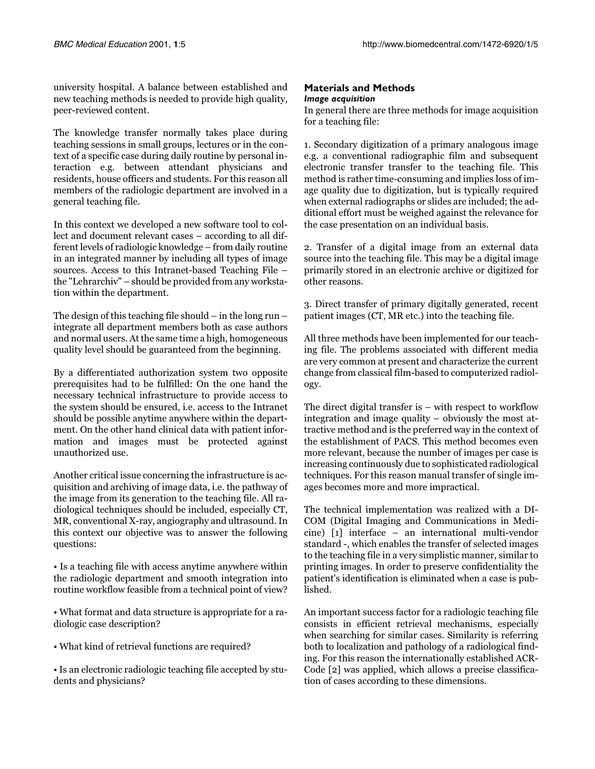university hospital. A balance between established and new teaching methods is needed to provide high quality, peer-reviewed content.

The knowledge transfer normally takes place during teaching sessions in small groups, lectures or in the context of a specific case during daily routine by personal interaction e.g. between attendant physicians and residents, house officers and students. For this reason all members of the radiologic department are involved in a general teaching file.

In this context we developed a new software tool to collect and document relevant cases – according to all different levels of radiologic knowledge – from daily routine in an integrated manner by including all types of image sources. Access to this Intranet-based Teaching File – the "Lehrarchiv" – should be provided from any workstation within the department.

The design of this teaching file should – in the long run – integrate all department members both as case authors and normal users. At the same time a high, homogeneous quality level should be guaranteed from the beginning.

By a differentiated authorization system two opposite prerequisites had to be fulfilled: On the one hand the necessary technical infrastructure to provide access to the system should be ensured, i.e. access to the Intranet should be possible anytime anywhere within the department. On the other hand clinical data with patient information and images must be protected against unauthorized use.

Another critical issue concerning the infrastructure is acquisition and archiving of image data, i.e. the pathway of the image from its generation to the teaching file. All radiological techniques should be included, especially CT, MR, conventional X-ray, angiography and ultrasound. In this context our objective was to answer the following questions:

- Is a teaching file with access anytime anywhere within the radiologic department and smooth integration into routine workflow feasible from a technical point of view?
- What format and data structure is appropriate for a radiologic case description?
- What kind of retrieval functions are required?
- Is an electronic radiologic teaching file accepted by students and physicians?

## Materials and Methods

### *Image acquisition*

In general there are three methods for image acquisition for a teaching file:

1. Secondary digitization of a primary analogous image e.g. a conventional radiographic film and subsequent electronic transfer transfer to the teaching file. This method is rather time-consuming and implies loss of image quality due to digitization, but is typically required when external radiographs or slides are included; the additional effort must be weighed against the relevance for the case presentation on an individual basis.

2. Transfer of a digital image from an external data source into the teaching file. This may be a digital image primarily stored in an electronic archive or digitized for other reasons.

3. Direct transfer of primary digitally generated, recent patient images (CT, MR etc.) into the teaching file.

All three methods have been implemented for our teaching file. The problems associated with different media are very common at present and characterize the current change from classical film-based to computerized radiology.

The direct digital transfer is – with respect to workflow integration and image quality – obviously the most attractive method and is the preferred way in the context of the establishment of PACS. This method becomes even more relevant, because the number of images per case is increasing continuously due to sophisticated radiological techniques. For this reason manual transfer of single images becomes more and more impractical.

The technical implementation was realized with a DICOM (Digital Imaging and Communications in Medicine) [1] interface – an international multi-vendor standard -, which enables the transfer of selected images to the teaching file in a very simplistic manner, similar to printing images. In order to preserve confidentiality the patient's identification is eliminated when a case is published.

An important success factor for a radiologic teaching file consists in efficient retrieval mechanisms, especially when searching for similar cases. Similarity is referring both to localization and pathology of a radiological finding. For this reason the internationally established ACR-Code [2] was applied, which allows a precise classification of cases according to these dimensions.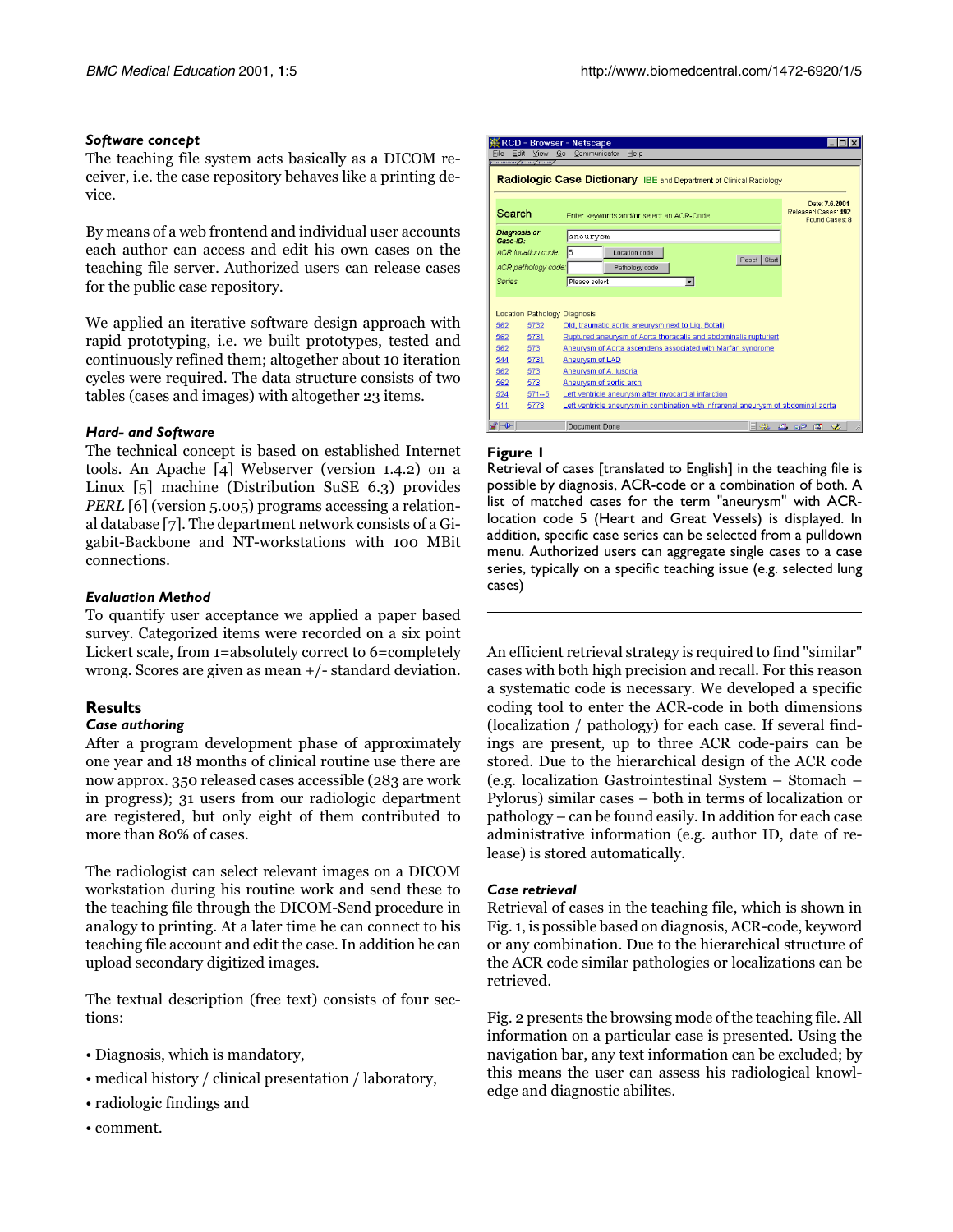### *Software concept*

The teaching file system acts basically as a DICOM receiver, i.e. the case repository behaves like a printing device.

By means of a web frontend and individual user accounts each author can access and edit his own cases on the teaching file server. Authorized users can release cases for the public case repository.

We applied an iterative software design approach with rapid prototyping, i.e. we built prototypes, tested and continuously refined them; altogether about 10 iteration cycles were required. The data structure consists of two tables (cases and images) with altogether 23 items.

### *Hard- and Software*

The technical concept is based on established Internet tools. An Apache [4] Webserver (version 1.4.2) on a Linux [5] machine (Distribution SuSE 6.3) provides *PERL* [6] (version 5.005) programs accessing a relational database [7]. The department network consists of a Gigabit-Backbone and NT-workstations with 100 MBit connections.

### *Evaluation Method*

To quantify user acceptance we applied a paper based survey. Categorized items were recorded on a six point Lickert scale, from 1=absolutely correct to 6=completely wrong. Scores are given as mean +/- standard deviation.

## Results

### *Case authoring*

After a program development phase of approximately one year and 18 months of clinical routine use there are now approx. 350 released cases accessible (283 are work in progress); 31 users from our radiologic department are registered, but only eight of them contributed to more than 80% of cases.

The radiologist can select relevant images on a DICOM workstation during his routine work and send these to the teaching file through the DICOM-Send procedure in analogy to printing. At a later time he can connect to his teaching file account and edit the case. In addition he can upload secondary digitized images.

The textual description (free text) consists of four sections:

- Diagnosis, which is mandatory,
- medical history / clinical presentation / laboratory,
- radiologic findings and
- comment.

**Figure 1**

Retrieval of cases [translated to English] in the teaching file is possible by diagnosis, ACR-code or a combination of both. A list of matched cases for the term "aneurysm" with ACR-location code 5 (Heart and Great Vessels) is displayed. In addition, specific case series can be selected from a pulldown menu. Authorized users can aggregate single cases to a case series, typically on a specific teaching issue (e.g. selected lung cases)

An efficient retrieval strategy is required to find "similar" cases with both high precision and recall. For this reason a systematic code is necessary. We developed a specific coding tool to enter the ACR-code in both dimensions (localization / pathology) for each case. If several findings are present, up to three ACR code-pairs can be stored. Due to the hierarchical design of the ACR code (e.g. localization Gastrointestinal System – Stomach – Pylorus) similar cases – both in terms of localization or pathology – can be found easily. In addition for each case administrative information (e.g. author ID, date of release) is stored automatically.

### *Case retrieval*

Retrieval of cases in the teaching file, which is shown in Fig. 1, is possible based on diagnosis, ACR-code, keyword or any combination. Due to the hierarchical structure of the ACR code similar pathologies or localizations can be retrieved.

Fig. 2 presents the browsing mode of the teaching file. All information on a particular case is presented. Using the navigation bar, any text information can be excluded; by this means the user can assess his radiological knowledge and diagnostic abilites.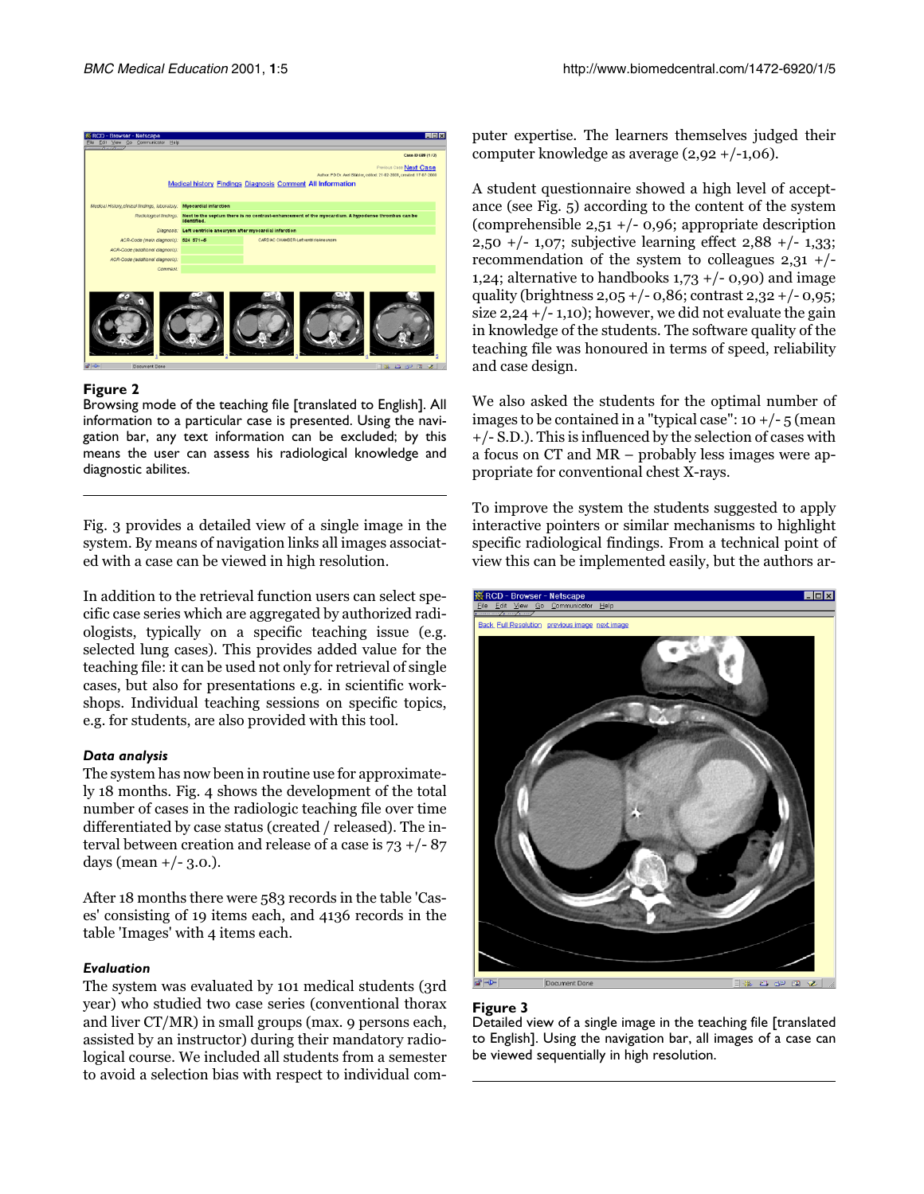**Figure 2**

Browsing mode of the teaching file [translated to English]. All information to a particular case is presented. Using the navigation bar, any text information can be excluded; by this means the user can assess his radiological knowledge and diagnostic abilites.

Fig. 3 provides a detailed view of a single image in the system. By means of navigation links all images associated with a case can be viewed in high resolution.

In addition to the retrieval function users can select specific case series which are aggregated by authorized radiologists, typically on a specific teaching issue (e.g. selected lung cases). This provides added value for the teaching file: it can be used not only for retrieval of single cases, but also for presentations e.g. in scientific workshops. Individual teaching sessions on specific topics, e.g. for students, are also provided with this tool.

### *Data analysis*

The system has now been in routine use for approximately 18 months. Fig. 4 shows the development of the total number of cases in the radiologic teaching file over time differentiated by case status (created / released). The interval between creation and release of a case is 73 +/- 87 days (mean +/- 3.0.).

After 18 months there were 583 records in the table 'Cases' consisting of 19 items each, and 4136 records in the table 'Images' with 4 items each.

### *Evaluation*

The system was evaluated by 101 medical students (3rd year) who studied two case series (conventional thorax and liver CT/MR) in small groups (max. 9 persons each, assisted by an instructor) during their mandatory radiological course. We included all students from a semester to avoid a selection bias with respect to individual computer expertise. The learners themselves judged their computer knowledge as average (2,92 +/-1,06).

A student questionnaire showed a high level of acceptance (see Fig. 5) according to the content of the system (comprehensible 2,51 +/- 0,96; appropriate description 2,50 +/- 1,07; subjective learning effect 2,88 +/- 1,33; recommendation of the system to colleagues 2,31 +/- 1,24; alternative to handbooks 1,73 +/- 0,90) and image quality (brightness 2,05 +/- 0,86; contrast 2,32 +/- 0,95; size 2,24 +/- 1,10); however, we did not evaluate the gain in knowledge of the students. The software quality of the teaching file was honoured in terms of speed, reliability and case design.

We also asked the students for the optimal number of images to be contained in a "typical case": 10 +/- 5 (mean +/- S.D.). This is influenced by the selection of cases with a focus on CT and MR – probably less images were appropriate for conventional chest X-rays.

To improve the system the students suggested to apply interactive pointers or similar mechanisms to highlight specific radiological findings. From a technical point of view this can be implemented easily, but the authors ar-

**Figure 3**

Detailed view of a single image in the teaching file [translated to English]. Using the navigation bar, all images of a case can be viewed sequentially in high resolution.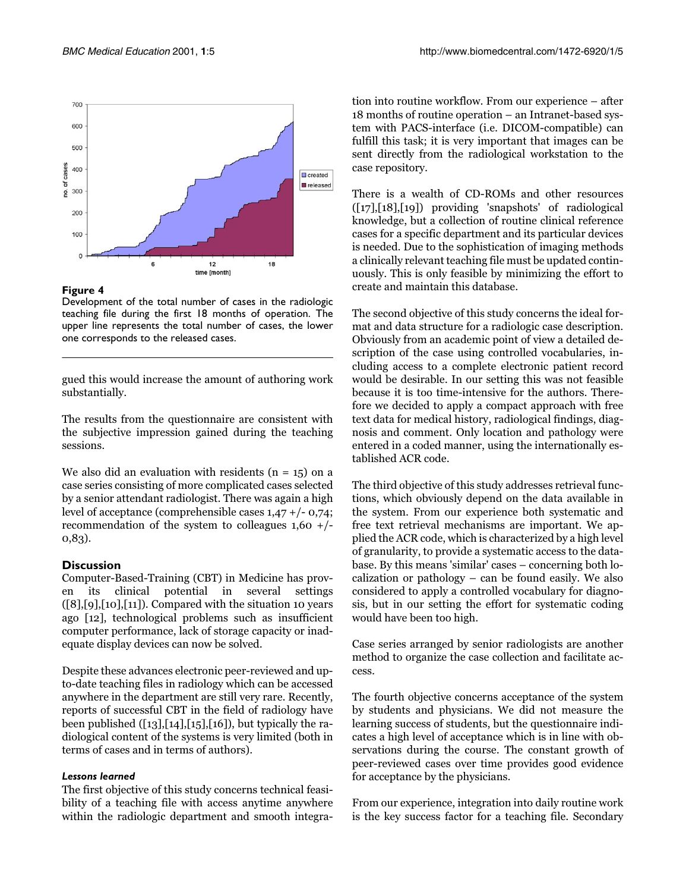700
600
500
400
300
200
100
0
no. of cases
6
12
18
time [month]
created
released

**Figure 4**
Development of the total number of cases in the radiologic teaching file during the first 18 months of operation. The upper line represents the total number of cases, the lower one corresponds to the released cases.

gued this would increase the amount of authoring work substantially.

The results from the questionnaire are consistent with the subjective impression gained during the teaching sessions.

We also did an evaluation with residents (n = 15) on a case series consisting of more complicated cases selected by a senior attendant radiologist. There was again a high level of acceptance (comprehensible cases 1,47 +/- 0,74; recommendation of the system to colleagues 1,60 +/- 0,83).

## Discussion

Computer-Based-Training (CBT) in Medicine has proven its clinical potential in several settings ([8],[9],[10],[11]). Compared with the situation 10 years ago [12], technological problems such as insufficient computer performance, lack of storage capacity or inadequate display devices can now be solved.

Despite these advances electronic peer-reviewed and up-to-date teaching files in radiology which can be accessed anywhere in the department are still very rare. Recently, reports of successful CBT in the field of radiology have been published ([13],[14],[15],[16]), but typically the radiological content of the systems is very limited (both in terms of cases and in terms of authors).

### *Lessons learned*

The first objective of this study concerns technical feasibility of a teaching file with access anytime anywhere within the radiologic department and smooth integration into routine workflow. From our experience – after 18 months of routine operation – an Intranet-based system with PACS-interface (i.e. DICOM-compatible) can fulfill this task; it is very important that images can be sent directly from the radiological workstation to the case repository.

There is a wealth of CD-ROMs and other resources ([17],[18],[19]) providing 'snapshots' of radiological knowledge, but a collection of routine clinical reference cases for a specific department and its particular devices is needed. Due to the sophistication of imaging methods a clinically relevant teaching file must be updated continuously. This is only feasible by minimizing the effort to create and maintain this database.

The second objective of this study concerns the ideal format and data structure for a radiologic case description. Obviously from an academic point of view a detailed description of the case using controlled vocabularies, including access to a complete electronic patient record would be desirable. In our setting this was not feasible because it is too time-intensive for the authors. Therefore we decided to apply a compact approach with free text data for medical history, radiological findings, diagnosis and comment. Only location and pathology were entered in a coded manner, using the internationally established ACR code.

The third objective of this study addresses retrieval functions, which obviously depend on the data available in the system. From our experience both systematic and free text retrieval mechanisms are important. We applied the ACR code, which is characterized by a high level of granularity, to provide a systematic access to the database. By this means 'similar' cases – concerning both localization or pathology – can be found easily. We also considered to apply a controlled vocabulary for diagnosis, but in our setting the effort for systematic coding would have been too high.

Case series arranged by senior radiologists are another method to organize the case collection and facilitate access.

The fourth objective concerns acceptance of the system by students and physicians. We did not measure the learning success of students, but the questionnaire indicates a high level of acceptance which is in line with observations during the course. The constant growth of peer-reviewed cases over time provides good evidence for acceptance by the physicians.

From our experience, integration into daily routine work is the key success factor for a teaching file. Secondary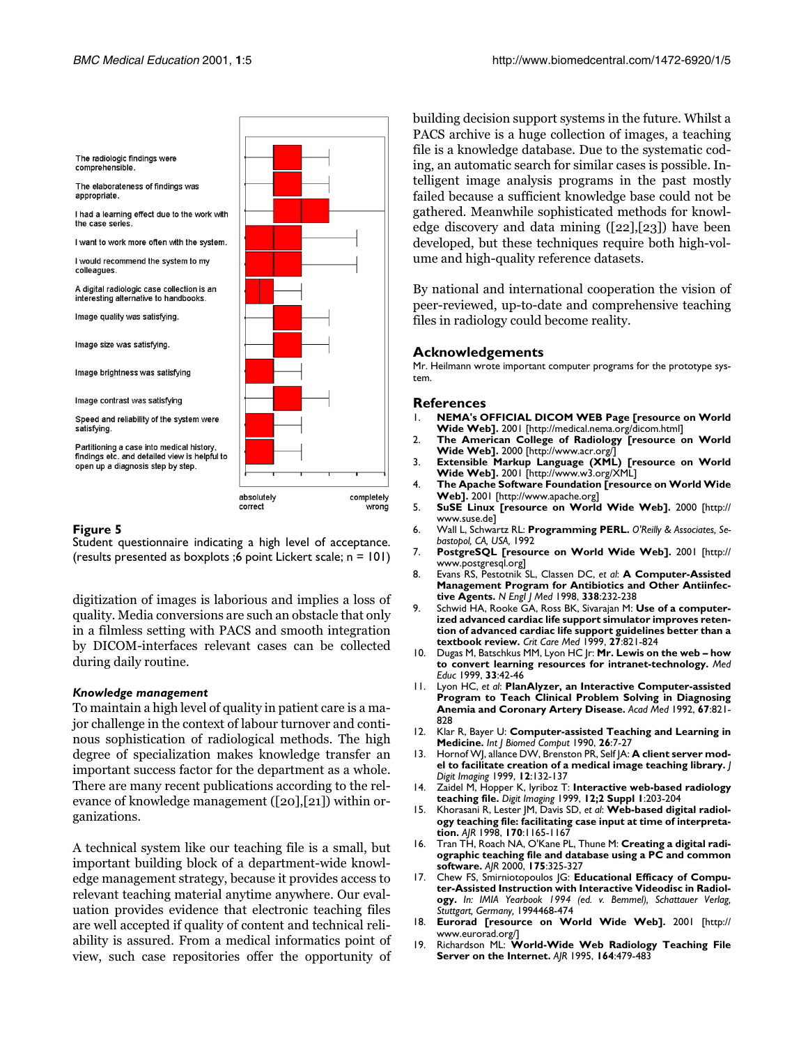The radiologic findings were comprehensible.

The elaborateness of findings was appropriate.

I had a learning effect due to the work with the case series.

I want to work more often with the system.

I would recommend the system to my colleagues.

A digital radiologic case collection is an interesting alternative to handbooks.

Image quality was satisfying.

Image size was satisfying.

Image brightness was satisfying

Image contrast was satisfying

Speed and reliability of the system were satisfying.

Partitioning a case into medical history, findings etc. and detailed view is helpful to open up a diagnosis step by step.

absolutely correct — completely wrong

**Figure 5**

Student questionnaire indicating a high level of acceptance. (results presented as boxplots ;6 point Lickert scale; n = 101)

digitization of images is laborious and implies a loss of quality. Media conversions are such an obstacle that only in a filmless setting with PACS and smooth integration by DICOM-interfaces relevant cases can be collected during daily routine.

### *Knowledge management*

To maintain a high level of quality in patient care is a major challenge in the context of labour turnover and continous sophistication of radiological methods. The high degree of specialization makes knowledge transfer an important success factor for the department as a whole. There are many recent publications according to the relevance of knowledge management ([20],[21]) within organizations.

A technical system like our teaching file is a small, but important building block of a department-wide knowledge management strategy, because it provides access to relevant teaching material anytime anywhere. Our evaluation provides evidence that electronic teaching files are well accepted if quality of content and technical reliability is assured. From a medical informatics point of view, such case repositories offer the opportunity of building decision support systems in the future. Whilst a PACS archive is a huge collection of images, a teaching file is a knowledge database. Due to the systematic coding, an automatic search for similar cases is possible. Intelligent image analysis programs in the past mostly failed because a sufficient knowledge base could not be gathered. Meanwhile sophisticated methods for knowledge discovery and data mining ([22],[23]) have been developed, but these techniques require both high-volume and high-quality reference datasets.

By national and international cooperation the vision of peer-reviewed, up-to-date and comprehensive teaching files in radiology could become reality.

## Acknowledgements

Mr. Heilmann wrote important computer programs for the prototype system.

## References

1. **NEMA's OFFICIAL DICOM WEB Page [resource on World Wide Web].** 2001 [http://medical.nema.org/dicom.html]
2. **The American College of Radiology [resource on World Wide Web].** 2000 [http://www.acr.org/]
3. **Extensible Markup Language (XML) [resource on World Wide Web].** 2001 [http://www.w3.org/XML]
4. **The Apache Software Foundation [resource on World Wide Web].** 2001 [http://www.apache.org]
5. **SuSE Linux [resource on World Wide Web].** 2000 [http://www.suse.de]
6. Wall L, Schwartz RL: **Programming PERL.** *O'Reilly & Associates, Sebastopol, CA, USA,* 1992
7. **PostgreSQL [resource on World Wide Web].** 2001 [http://www.postgresql.org]
8. Evans RS, Pestotnik SL, Classen DC, *et al*: **A Computer-Assisted Management Program for Antibiotics and Other Antiinfective Agents.** *N Engl J Med* 1998, **338**:232-238
9. Schwid HA, Rooke GA, Ross BK, Sivarajan M: **Use of a computerized advanced cardiac life support simulator improves retention of advanced cardiac life support guidelines better than a textbook review.** *Crit Care Med* 1999, **27**:821-824
10. Dugas M, Batschkus MM, Lyon HC Jr: **Mr. Lewis on the web – how to convert learning resources for intranet-technology.** *Med Educ* 1999, **33**:42-46
11. Lyon HC, *et al*: **PlanAlyzer, an Interactive Computer-assisted Program to Teach Clinical Problem Solving in Diagnosing Anemia and Coronary Artery Disease.** *Acad Med* 1992, **67**:821-828
12. Klar R, Bayer U: **Computer-assisted Teaching and Learning in Medicine.** *Int J Biomed Comput* 1990, **26**:7-27
13. Hornof WJ, allance DW, Brenston PR, Self JA: **A client server model to facilitate creation of a medical image teaching library.** *J Digit Imaging* 1999, **12**:132-137
14. Zaidel M, Hopper K, Iyriboz T: **Interactive web-based radiology teaching file.** *Digit Imaging* 1999, **12;2 Suppl 1**:203-204
15. Khorasani R, Lester JM, Davis SD, *et al*: **Web-based digital radiology teaching file: facilitating case input at time of interpretation.** *AJR* 1998, **170**:1165-1167
16. Tran TH, Roach NA, O'Kane PL, Thune M: **Creating a digital radiographic teaching file and database using a PC and common software.** *AJR* 2000, **175**:325-327
17. Chew FS, Smirniotopoulos JG: **Educational Efficacy of Computer-Assisted Instruction with Interactive Videodisc in Radiology.** *In: IMIA Yearbook 1994 (ed. v. Bemmel), Schattauer Verlag, Stuttgart, Germany,* 1994468-474
18. **Eurorad [resource on World Wide Web].** 2001 [http://www.eurorad.org/]
19. Richardson ML: **World-Wide Web Radiology Teaching File Server on the Internet.** *AJR* 1995, **164**:479-483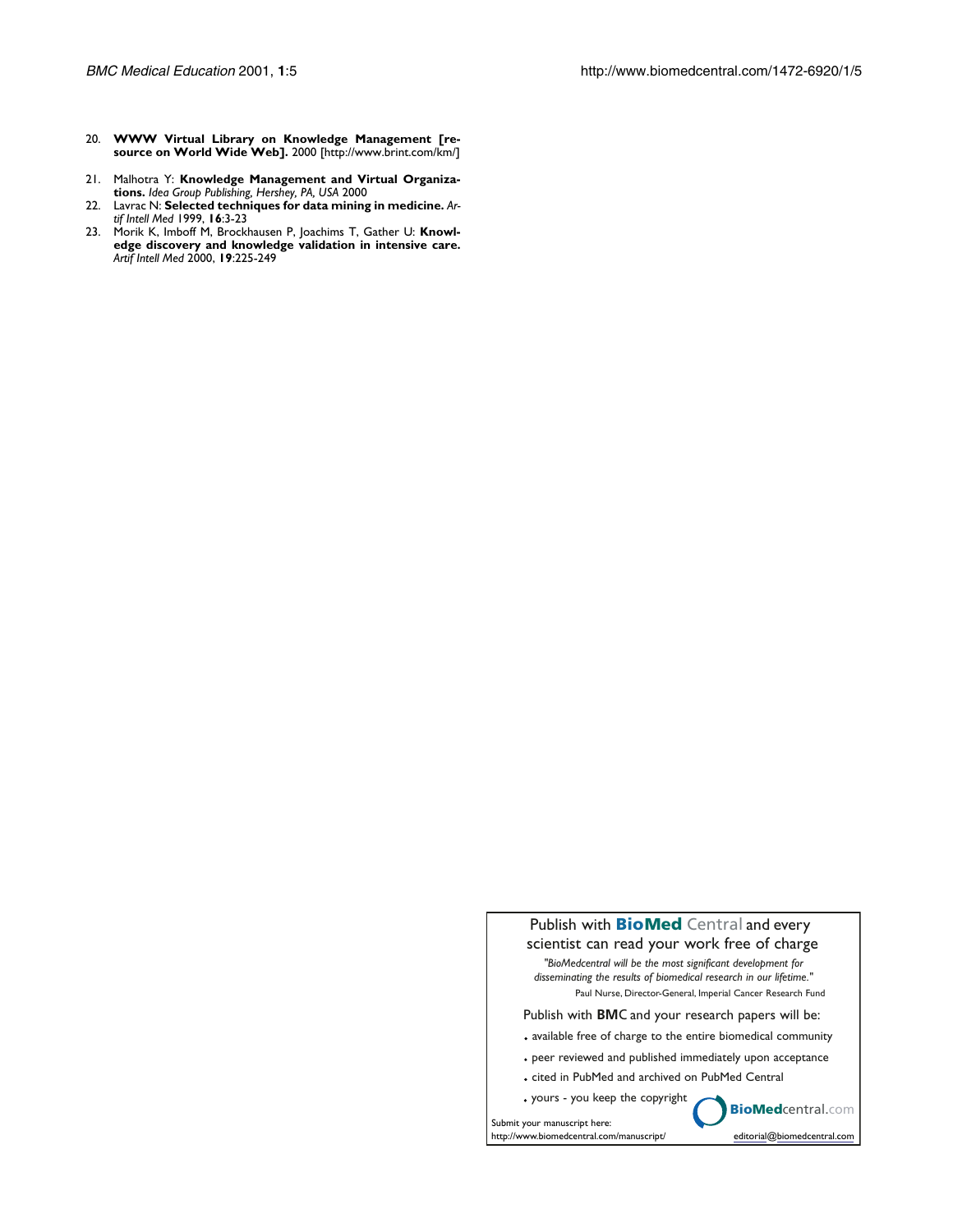20. **WWW Virtual Library on Knowledge Management [resource on World Wide Web].** 2000 [http://www.brint.com/km/]
21. Malhotra Y: **Knowledge Management and Virtual Organizations.** *Idea Group Publishing, Hershey, PA, USA* 2000
22. Lavrac N: **Selected techniques for data mining in medicine.** *Artif Intell Med* 1999, **16**:3-23
23. Morik K, Imboff M, Brockhausen P, Joachims T, Gather U: **Knowledge discovery and knowledge validation in intensive care.** *Artif Intell Med* 2000, **19**:225-249

Publish with **BioMed** Central and every scientist can read your work free of charge

*"BioMedcentral will be the most significant development for disseminating the results of biomedical research in our lifetime."*

Paul Nurse, Director-General, Imperial Cancer Research Fund

Publish with **BMC** and your research papers will be:

- available free of charge to the entire biomedical community
- peer reviewed and published immediately upon acceptance
- cited in PubMed and archived on PubMed Central
- yours - you keep the copyright

**BioMed**central.com

Submit your manuscript here:
http://www.biomedcentral.com/manuscript/

editorial@biomedcentral.com